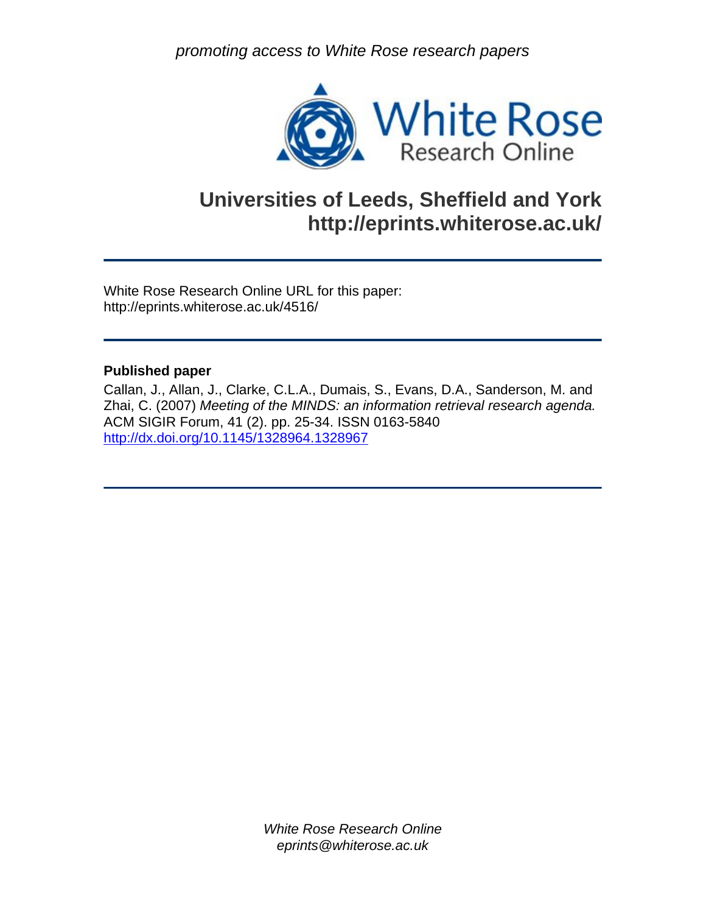*promoting access to White Rose research papers*

White Rose
Research Online

## Universities of Leeds, Sheffield and York
## http://eprints.whiterose.ac.uk/

---

White Rose Research Online URL for this paper:
http://eprints.whiterose.ac.uk/4516/

---

**Published paper**

Callan, J., Allan, J., Clarke, C.L.A., Dumais, S., Evans, D.A., Sanderson, M. and Zhai, C. (2007) *Meeting of the MINDS: an information retrieval research agenda.* ACM SIGIR Forum, 41 (2). pp. 25-34. ISSN 0163-5840
http://dx.doi.org/10.1145/1328964.1328967

---

*White Rose Research Online*
*eprints@whiterose.ac.uk*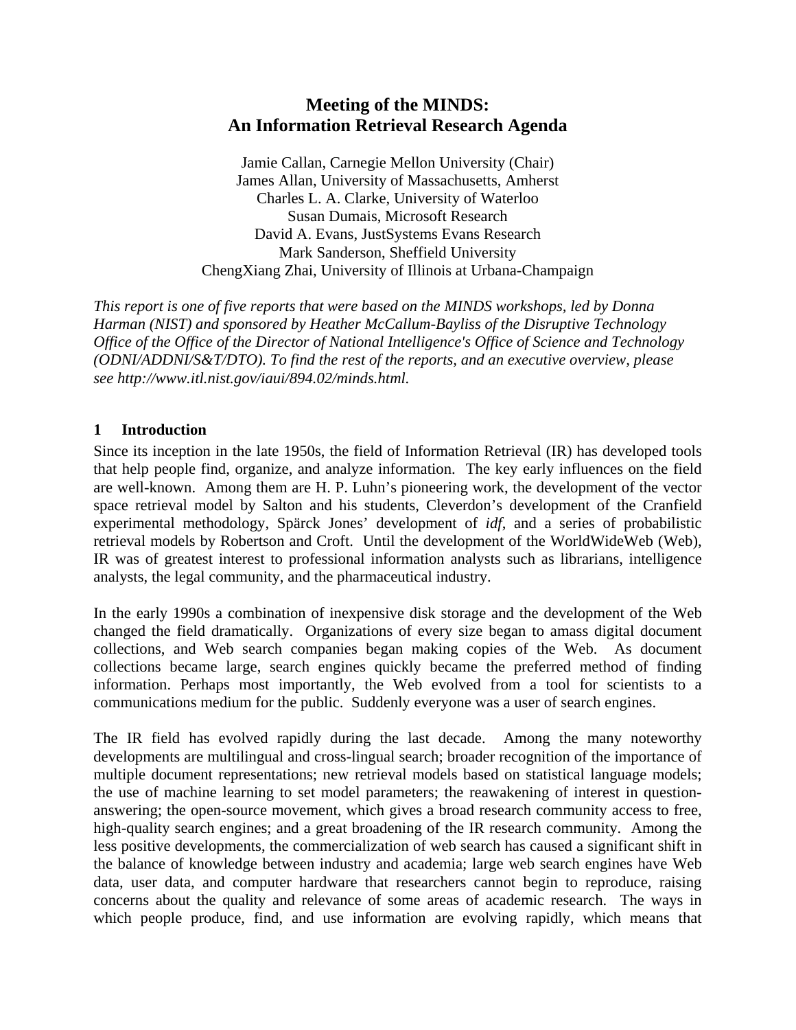# Meeting of the MINDS: An Information Retrieval Research Agenda

Jamie Callan, Carnegie Mellon University (Chair)
James Allan, University of Massachusetts, Amherst
Charles L. A. Clarke, University of Waterloo
Susan Dumais, Microsoft Research
David A. Evans, JustSystems Evans Research
Mark Sanderson, Sheffield University
ChengXiang Zhai, University of Illinois at Urbana-Champaign

*This report is one of five reports that were based on the MINDS workshops, led by Donna Harman (NIST) and sponsored by Heather McCallum-Bayliss of the Disruptive Technology Office of the Office of the Director of National Intelligence's Office of Science and Technology (ODNI/ADDNI/S&T/DTO). To find the rest of the reports, and an executive overview, please see http://www.itl.nist.gov/iaui/894.02/minds.html.*

## 1 Introduction

Since its inception in the late 1950s, the field of Information Retrieval (IR) has developed tools that help people find, organize, and analyze information. The key early influences on the field are well-known. Among them are H. P. Luhn's pioneering work, the development of the vector space retrieval model by Salton and his students, Cleverdon's development of the Cranfield experimental methodology, Spärck Jones' development of *idf*, and a series of probabilistic retrieval models by Robertson and Croft. Until the development of the WorldWideWeb (Web), IR was of greatest interest to professional information analysts such as librarians, intelligence analysts, the legal community, and the pharmaceutical industry.

In the early 1990s a combination of inexpensive disk storage and the development of the Web changed the field dramatically. Organizations of every size began to amass digital document collections, and Web search companies began making copies of the Web. As document collections became large, search engines quickly became the preferred method of finding information. Perhaps most importantly, the Web evolved from a tool for scientists to a communications medium for the public. Suddenly everyone was a user of search engines.

The IR field has evolved rapidly during the last decade. Among the many noteworthy developments are multilingual and cross-lingual search; broader recognition of the importance of multiple document representations; new retrieval models based on statistical language models; the use of machine learning to set model parameters; the reawakening of interest in question-answering; the open-source movement, which gives a broad research community access to free, high-quality search engines; and a great broadening of the IR research community. Among the less positive developments, the commercialization of web search has caused a significant shift in the balance of knowledge between industry and academia; large web search engines have Web data, user data, and computer hardware that researchers cannot begin to reproduce, raising concerns about the quality and relevance of some areas of academic research. The ways in which people produce, find, and use information are evolving rapidly, which means that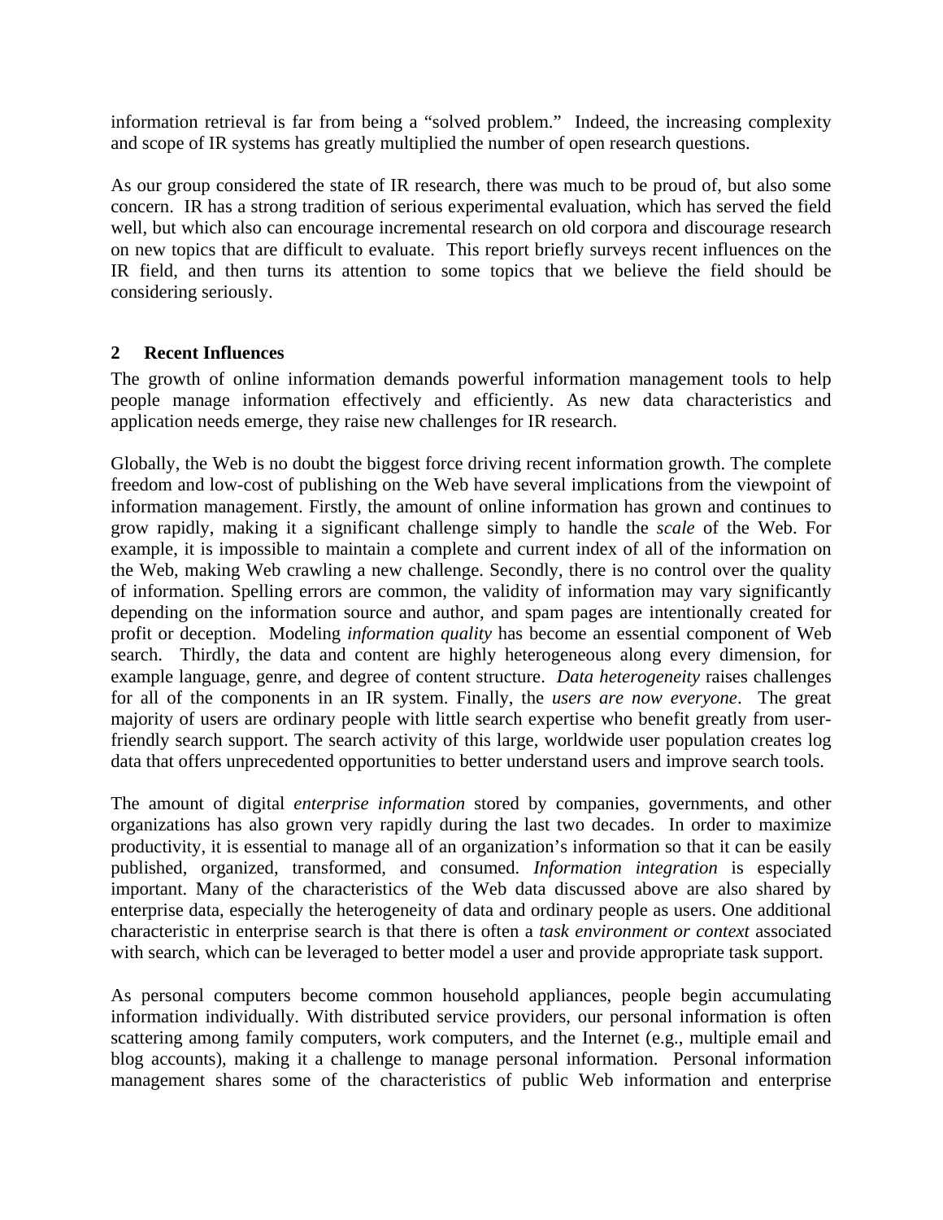information retrieval is far from being a "solved problem." Indeed, the increasing complexity and scope of IR systems has greatly multiplied the number of open research questions.

As our group considered the state of IR research, there was much to be proud of, but also some concern. IR has a strong tradition of serious experimental evaluation, which has served the field well, but which also can encourage incremental research on old corpora and discourage research on new topics that are difficult to evaluate. This report briefly surveys recent influences on the IR field, and then turns its attention to some topics that we believe the field should be considering seriously.

## 2 Recent Influences

The growth of online information demands powerful information management tools to help people manage information effectively and efficiently. As new data characteristics and application needs emerge, they raise new challenges for IR research.

Globally, the Web is no doubt the biggest force driving recent information growth. The complete freedom and low-cost of publishing on the Web have several implications from the viewpoint of information management. Firstly, the amount of online information has grown and continues to grow rapidly, making it a significant challenge simply to handle the *scale* of the Web. For example, it is impossible to maintain a complete and current index of all of the information on the Web, making Web crawling a new challenge. Secondly, there is no control over the quality of information. Spelling errors are common, the validity of information may vary significantly depending on the information source and author, and spam pages are intentionally created for profit or deception. Modeling *information quality* has become an essential component of Web search. Thirdly, the data and content are highly heterogeneous along every dimension, for example language, genre, and degree of content structure. *Data heterogeneity* raises challenges for all of the components in an IR system. Finally, the *users are now everyone*. The great majority of users are ordinary people with little search expertise who benefit greatly from user-friendly search support. The search activity of this large, worldwide user population creates log data that offers unprecedented opportunities to better understand users and improve search tools.

The amount of digital *enterprise information* stored by companies, governments, and other organizations has also grown very rapidly during the last two decades. In order to maximize productivity, it is essential to manage all of an organization's information so that it can be easily published, organized, transformed, and consumed. *Information integration* is especially important. Many of the characteristics of the Web data discussed above are also shared by enterprise data, especially the heterogeneity of data and ordinary people as users. One additional characteristic in enterprise search is that there is often a *task environment or context* associated with search, which can be leveraged to better model a user and provide appropriate task support.

As personal computers become common household appliances, people begin accumulating information individually. With distributed service providers, our personal information is often scattering among family computers, work computers, and the Internet (e.g., multiple email and blog accounts), making it a challenge to manage personal information. Personal information management shares some of the characteristics of public Web information and enterprise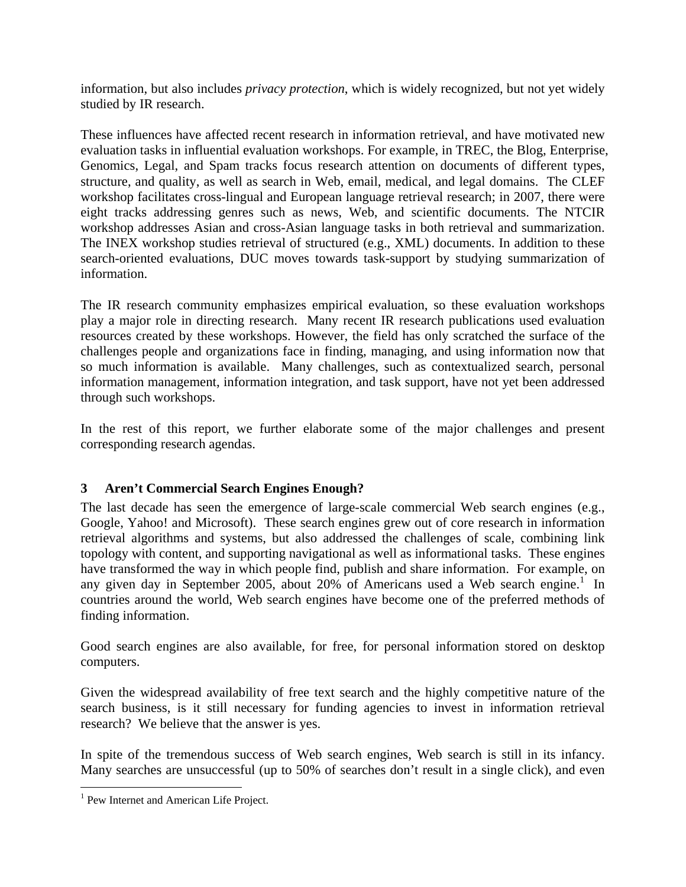information, but also includes *privacy protection*, which is widely recognized, but not yet widely studied by IR research.

These influences have affected recent research in information retrieval, and have motivated new evaluation tasks in influential evaluation workshops. For example, in TREC, the Blog, Enterprise, Genomics, Legal, and Spam tracks focus research attention on documents of different types, structure, and quality, as well as search in Web, email, medical, and legal domains. The CLEF workshop facilitates cross-lingual and European language retrieval research; in 2007, there were eight tracks addressing genres such as news, Web, and scientific documents. The NTCIR workshop addresses Asian and cross-Asian language tasks in both retrieval and summarization. The INEX workshop studies retrieval of structured (e.g., XML) documents. In addition to these search-oriented evaluations, DUC moves towards task-support by studying summarization of information.

The IR research community emphasizes empirical evaluation, so these evaluation workshops play a major role in directing research. Many recent IR research publications used evaluation resources created by these workshops. However, the field has only scratched the surface of the challenges people and organizations face in finding, managing, and using information now that so much information is available. Many challenges, such as contextualized search, personal information management, information integration, and task support, have not yet been addressed through such workshops.

In the rest of this report, we further elaborate some of the major challenges and present corresponding research agendas.

## 3 Aren't Commercial Search Engines Enough?

The last decade has seen the emergence of large-scale commercial Web search engines (e.g., Google, Yahoo! and Microsoft). These search engines grew out of core research in information retrieval algorithms and systems, but also addressed the challenges of scale, combining link topology with content, and supporting navigational as well as informational tasks. These engines have transformed the way in which people find, publish and share information. For example, on any given day in September 2005, about 20% of Americans used a Web search engine.[1] In countries around the world, Web search engines have become one of the preferred methods of finding information.

Good search engines are also available, for free, for personal information stored on desktop computers.

Given the widespread availability of free text search and the highly competitive nature of the search business, is it still necessary for funding agencies to invest in information retrieval research? We believe that the answer is yes.

In spite of the tremendous success of Web search engines, Web search is still in its infancy. Many searches are unsuccessful (up to 50% of searches don't result in a single click), and even

[1] Pew Internet and American Life Project.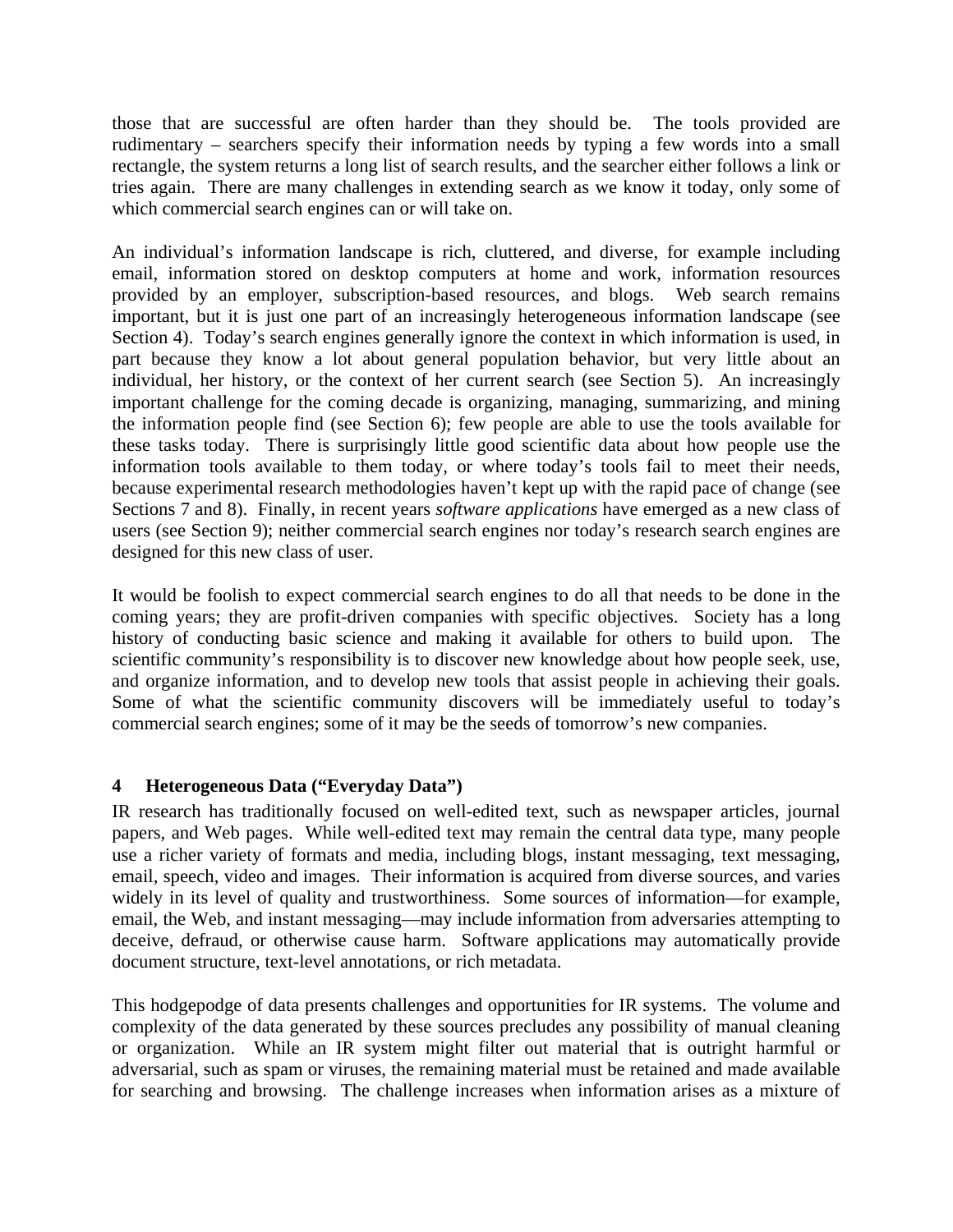those that are successful are often harder than they should be. The tools provided are rudimentary – searchers specify their information needs by typing a few words into a small rectangle, the system returns a long list of search results, and the searcher either follows a link or tries again. There are many challenges in extending search as we know it today, only some of which commercial search engines can or will take on.

An individual's information landscape is rich, cluttered, and diverse, for example including email, information stored on desktop computers at home and work, information resources provided by an employer, subscription-based resources, and blogs. Web search remains important, but it is just one part of an increasingly heterogeneous information landscape (see Section 4). Today's search engines generally ignore the context in which information is used, in part because they know a lot about general population behavior, but very little about an individual, her history, or the context of her current search (see Section 5). An increasingly important challenge for the coming decade is organizing, managing, summarizing, and mining the information people find (see Section 6); few people are able to use the tools available for these tasks today. There is surprisingly little good scientific data about how people use the information tools available to them today, or where today's tools fail to meet their needs, because experimental research methodologies haven't kept up with the rapid pace of change (see Sections 7 and 8). Finally, in recent years *software applications* have emerged as a new class of users (see Section 9); neither commercial search engines nor today's research search engines are designed for this new class of user.

It would be foolish to expect commercial search engines to do all that needs to be done in the coming years; they are profit-driven companies with specific objectives. Society has a long history of conducting basic science and making it available for others to build upon. The scientific community's responsibility is to discover new knowledge about how people seek, use, and organize information, and to develop new tools that assist people in achieving their goals. Some of what the scientific community discovers will be immediately useful to today's commercial search engines; some of it may be the seeds of tomorrow's new companies.

## 4 Heterogeneous Data ("Everyday Data")

IR research has traditionally focused on well-edited text, such as newspaper articles, journal papers, and Web pages. While well-edited text may remain the central data type, many people use a richer variety of formats and media, including blogs, instant messaging, text messaging, email, speech, video and images. Their information is acquired from diverse sources, and varies widely in its level of quality and trustworthiness. Some sources of information—for example, email, the Web, and instant messaging—may include information from adversaries attempting to deceive, defraud, or otherwise cause harm. Software applications may automatically provide document structure, text-level annotations, or rich metadata.

This hodgepodge of data presents challenges and opportunities for IR systems. The volume and complexity of the data generated by these sources precludes any possibility of manual cleaning or organization. While an IR system might filter out material that is outright harmful or adversarial, such as spam or viruses, the remaining material must be retained and made available for searching and browsing. The challenge increases when information arises as a mixture of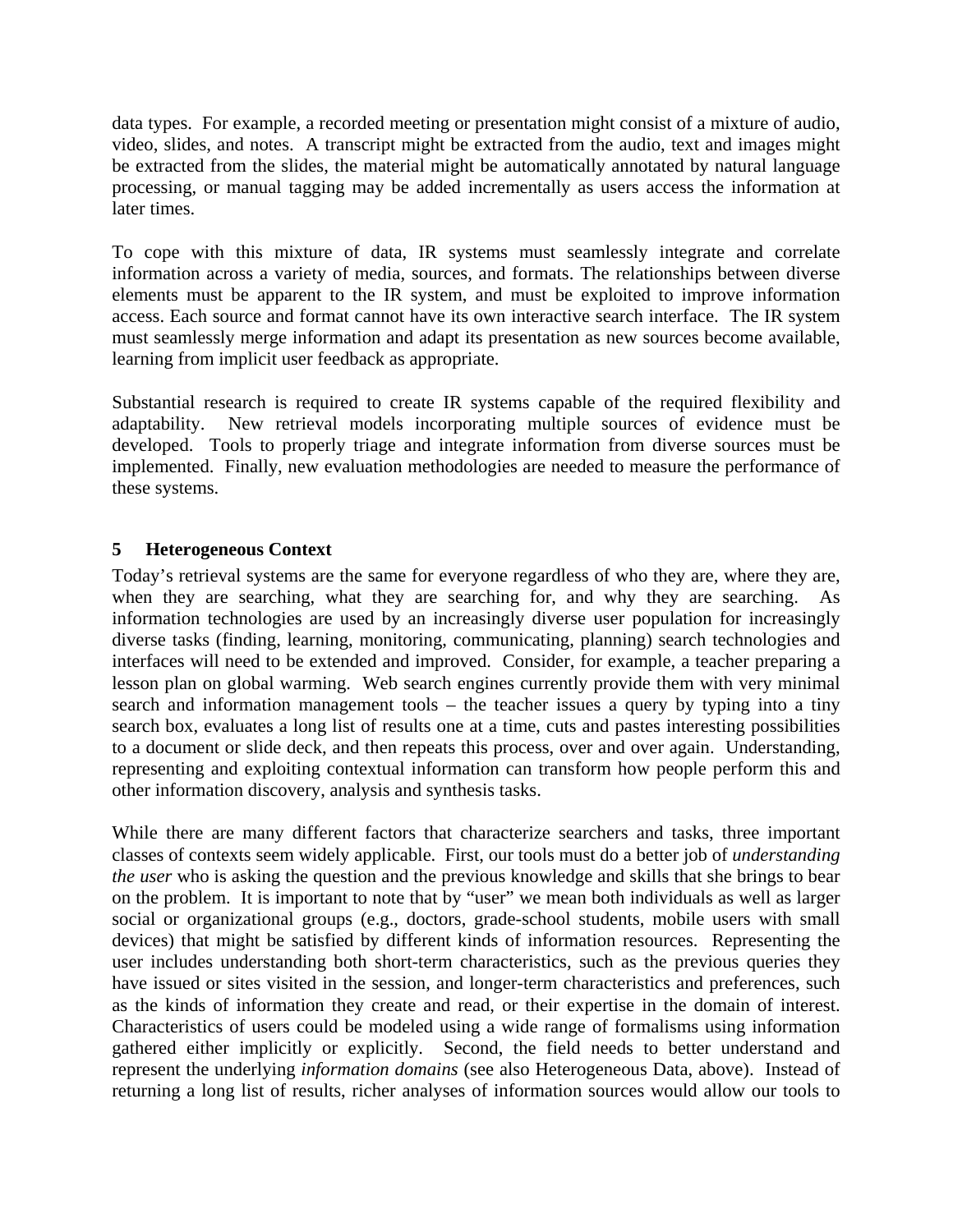data types. For example, a recorded meeting or presentation might consist of a mixture of audio, video, slides, and notes. A transcript might be extracted from the audio, text and images might be extracted from the slides, the material might be automatically annotated by natural language processing, or manual tagging may be added incrementally as users access the information at later times.

To cope with this mixture of data, IR systems must seamlessly integrate and correlate information across a variety of media, sources, and formats. The relationships between diverse elements must be apparent to the IR system, and must be exploited to improve information access. Each source and format cannot have its own interactive search interface. The IR system must seamlessly merge information and adapt its presentation as new sources become available, learning from implicit user feedback as appropriate.

Substantial research is required to create IR systems capable of the required flexibility and adaptability. New retrieval models incorporating multiple sources of evidence must be developed. Tools to properly triage and integrate information from diverse sources must be implemented. Finally, new evaluation methodologies are needed to measure the performance of these systems.

## 5 Heterogeneous Context

Today's retrieval systems are the same for everyone regardless of who they are, where they are, when they are searching, what they are searching for, and why they are searching. As information technologies are used by an increasingly diverse user population for increasingly diverse tasks (finding, learning, monitoring, communicating, planning) search technologies and interfaces will need to be extended and improved. Consider, for example, a teacher preparing a lesson plan on global warming. Web search engines currently provide them with very minimal search and information management tools – the teacher issues a query by typing into a tiny search box, evaluates a long list of results one at a time, cuts and pastes interesting possibilities to a document or slide deck, and then repeats this process, over and over again. Understanding, representing and exploiting contextual information can transform how people perform this and other information discovery, analysis and synthesis tasks.

While there are many different factors that characterize searchers and tasks, three important classes of contexts seem widely applicable. First, our tools must do a better job of *understanding the user* who is asking the question and the previous knowledge and skills that she brings to bear on the problem. It is important to note that by "user" we mean both individuals as well as larger social or organizational groups (e.g., doctors, grade-school students, mobile users with small devices) that might be satisfied by different kinds of information resources. Representing the user includes understanding both short-term characteristics, such as the previous queries they have issued or sites visited in the session, and longer-term characteristics and preferences, such as the kinds of information they create and read, or their expertise in the domain of interest. Characteristics of users could be modeled using a wide range of formalisms using information gathered either implicitly or explicitly. Second, the field needs to better understand and represent the underlying *information domains* (see also Heterogeneous Data, above). Instead of returning a long list of results, richer analyses of information sources would allow our tools to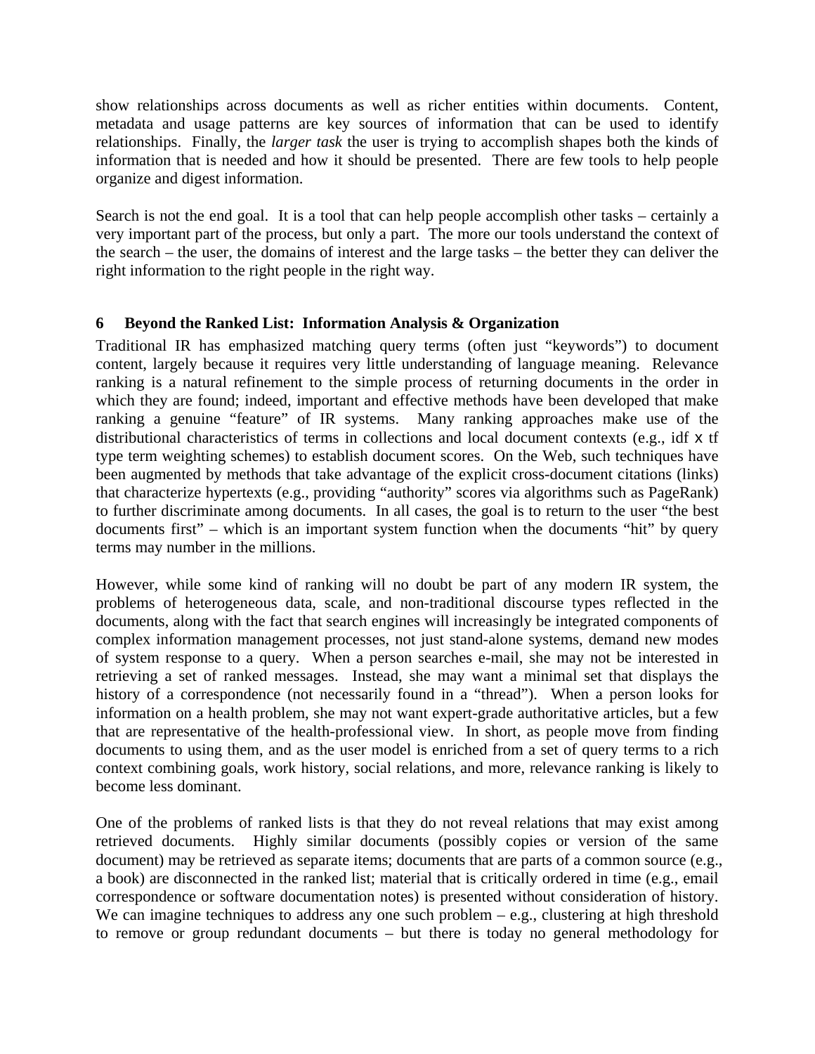show relationships across documents as well as richer entities within documents. Content, metadata and usage patterns are key sources of information that can be used to identify relationships. Finally, the *larger task* the user is trying to accomplish shapes both the kinds of information that is needed and how it should be presented. There are few tools to help people organize and digest information.

Search is not the end goal. It is a tool that can help people accomplish other tasks – certainly a very important part of the process, but only a part. The more our tools understand the context of the search – the user, the domains of interest and the large tasks – the better they can deliver the right information to the right people in the right way.

## 6 Beyond the Ranked List: Information Analysis & Organization

Traditional IR has emphasized matching query terms (often just "keywords") to document content, largely because it requires very little understanding of language meaning. Relevance ranking is a natural refinement to the simple process of returning documents in the order in which they are found; indeed, important and effective methods have been developed that make ranking a genuine "feature" of IR systems. Many ranking approaches make use of the distributional characteristics of terms in collections and local document contexts (e.g., idf x tf type term weighting schemes) to establish document scores. On the Web, such techniques have been augmented by methods that take advantage of the explicit cross-document citations (links) that characterize hypertexts (e.g., providing "authority" scores via algorithms such as PageRank) to further discriminate among documents. In all cases, the goal is to return to the user "the best documents first" – which is an important system function when the documents "hit" by query terms may number in the millions.

However, while some kind of ranking will no doubt be part of any modern IR system, the problems of heterogeneous data, scale, and non-traditional discourse types reflected in the documents, along with the fact that search engines will increasingly be integrated components of complex information management processes, not just stand-alone systems, demand new modes of system response to a query. When a person searches e-mail, she may not be interested in retrieving a set of ranked messages. Instead, she may want a minimal set that displays the history of a correspondence (not necessarily found in a "thread"). When a person looks for information on a health problem, she may not want expert-grade authoritative articles, but a few that are representative of the health-professional view. In short, as people move from finding documents to using them, and as the user model is enriched from a set of query terms to a rich context combining goals, work history, social relations, and more, relevance ranking is likely to become less dominant.

One of the problems of ranked lists is that they do not reveal relations that may exist among retrieved documents. Highly similar documents (possibly copies or version of the same document) may be retrieved as separate items; documents that are parts of a common source (e.g., a book) are disconnected in the ranked list; material that is critically ordered in time (e.g., email correspondence or software documentation notes) is presented without consideration of history. We can imagine techniques to address any one such problem – e.g., clustering at high threshold to remove or group redundant documents – but there is today no general methodology for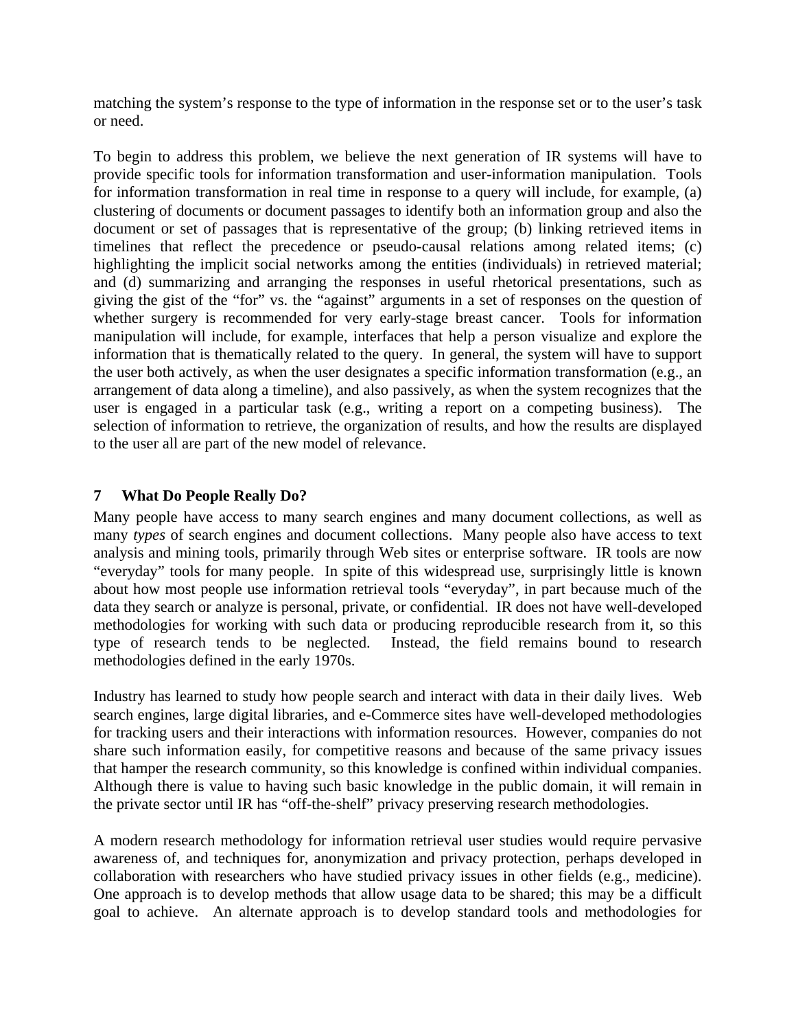matching the system's response to the type of information in the response set or to the user's task or need.

To begin to address this problem, we believe the next generation of IR systems will have to provide specific tools for information transformation and user-information manipulation. Tools for information transformation in real time in response to a query will include, for example, (a) clustering of documents or document passages to identify both an information group and also the document or set of passages that is representative of the group; (b) linking retrieved items in timelines that reflect the precedence or pseudo-causal relations among related items; (c) highlighting the implicit social networks among the entities (individuals) in retrieved material; and (d) summarizing and arranging the responses in useful rhetorical presentations, such as giving the gist of the "for" vs. the "against" arguments in a set of responses on the question of whether surgery is recommended for very early-stage breast cancer. Tools for information manipulation will include, for example, interfaces that help a person visualize and explore the information that is thematically related to the query. In general, the system will have to support the user both actively, as when the user designates a specific information transformation (e.g., an arrangement of data along a timeline), and also passively, as when the system recognizes that the user is engaged in a particular task (e.g., writing a report on a competing business). The selection of information to retrieve, the organization of results, and how the results are displayed to the user all are part of the new model of relevance.

## 7 What Do People Really Do?

Many people have access to many search engines and many document collections, as well as many *types* of search engines and document collections. Many people also have access to text analysis and mining tools, primarily through Web sites or enterprise software. IR tools are now "everyday" tools for many people. In spite of this widespread use, surprisingly little is known about how most people use information retrieval tools "everyday", in part because much of the data they search or analyze is personal, private, or confidential. IR does not have well-developed methodologies for working with such data or producing reproducible research from it, so this type of research tends to be neglected. Instead, the field remains bound to research methodologies defined in the early 1970s.

Industry has learned to study how people search and interact with data in their daily lives. Web search engines, large digital libraries, and e-Commerce sites have well-developed methodologies for tracking users and their interactions with information resources. However, companies do not share such information easily, for competitive reasons and because of the same privacy issues that hamper the research community, so this knowledge is confined within individual companies. Although there is value to having such basic knowledge in the public domain, it will remain in the private sector until IR has "off-the-shelf" privacy preserving research methodologies.

A modern research methodology for information retrieval user studies would require pervasive awareness of, and techniques for, anonymization and privacy protection, perhaps developed in collaboration with researchers who have studied privacy issues in other fields (e.g., medicine). One approach is to develop methods that allow usage data to be shared; this may be a difficult goal to achieve. An alternate approach is to develop standard tools and methodologies for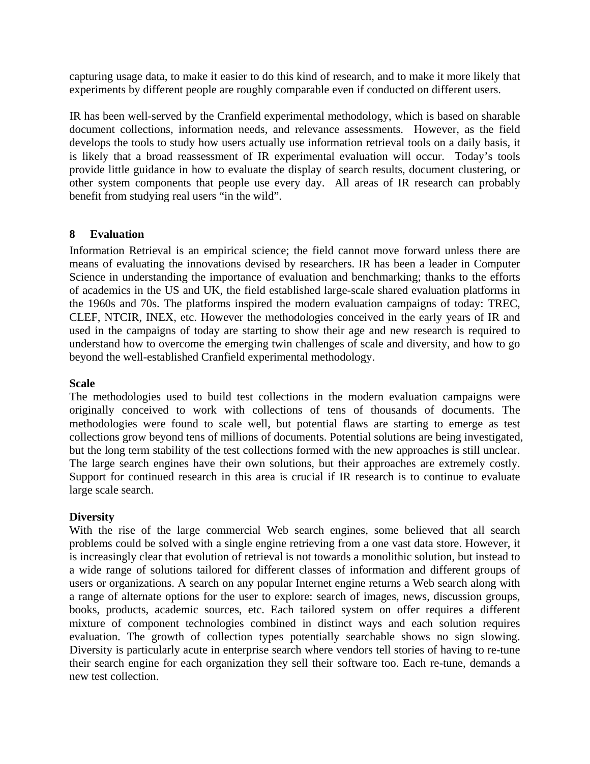capturing usage data, to make it easier to do this kind of research, and to make it more likely that experiments by different people are roughly comparable even if conducted on different users.

IR has been well-served by the Cranfield experimental methodology, which is based on sharable document collections, information needs, and relevance assessments. However, as the field develops the tools to study how users actually use information retrieval tools on a daily basis, it is likely that a broad reassessment of IR experimental evaluation will occur. Today's tools provide little guidance in how to evaluate the display of search results, document clustering, or other system components that people use every day. All areas of IR research can probably benefit from studying real users "in the wild".

## 8 Evaluation

Information Retrieval is an empirical science; the field cannot move forward unless there are means of evaluating the innovations devised by researchers. IR has been a leader in Computer Science in understanding the importance of evaluation and benchmarking; thanks to the efforts of academics in the US and UK, the field established large-scale shared evaluation platforms in the 1960s and 70s. The platforms inspired the modern evaluation campaigns of today: TREC, CLEF, NTCIR, INEX, etc. However the methodologies conceived in the early years of IR and used in the campaigns of today are starting to show their age and new research is required to understand how to overcome the emerging twin challenges of scale and diversity, and how to go beyond the well-established Cranfield experimental methodology.

**Scale**

The methodologies used to build test collections in the modern evaluation campaigns were originally conceived to work with collections of tens of thousands of documents. The methodologies were found to scale well, but potential flaws are starting to emerge as test collections grow beyond tens of millions of documents. Potential solutions are being investigated, but the long term stability of the test collections formed with the new approaches is still unclear. The large search engines have their own solutions, but their approaches are extremely costly. Support for continued research in this area is crucial if IR research is to continue to evaluate large scale search.

**Diversity**

With the rise of the large commercial Web search engines, some believed that all search problems could be solved with a single engine retrieving from a one vast data store. However, it is increasingly clear that evolution of retrieval is not towards a monolithic solution, but instead to a wide range of solutions tailored for different classes of information and different groups of users or organizations. A search on any popular Internet engine returns a Web search along with a range of alternate options for the user to explore: search of images, news, discussion groups, books, products, academic sources, etc. Each tailored system on offer requires a different mixture of component technologies combined in distinct ways and each solution requires evaluation. The growth of collection types potentially searchable shows no sign slowing. Diversity is particularly acute in enterprise search where vendors tell stories of having to re-tune their search engine for each organization they sell their software too. Each re-tune, demands a new test collection.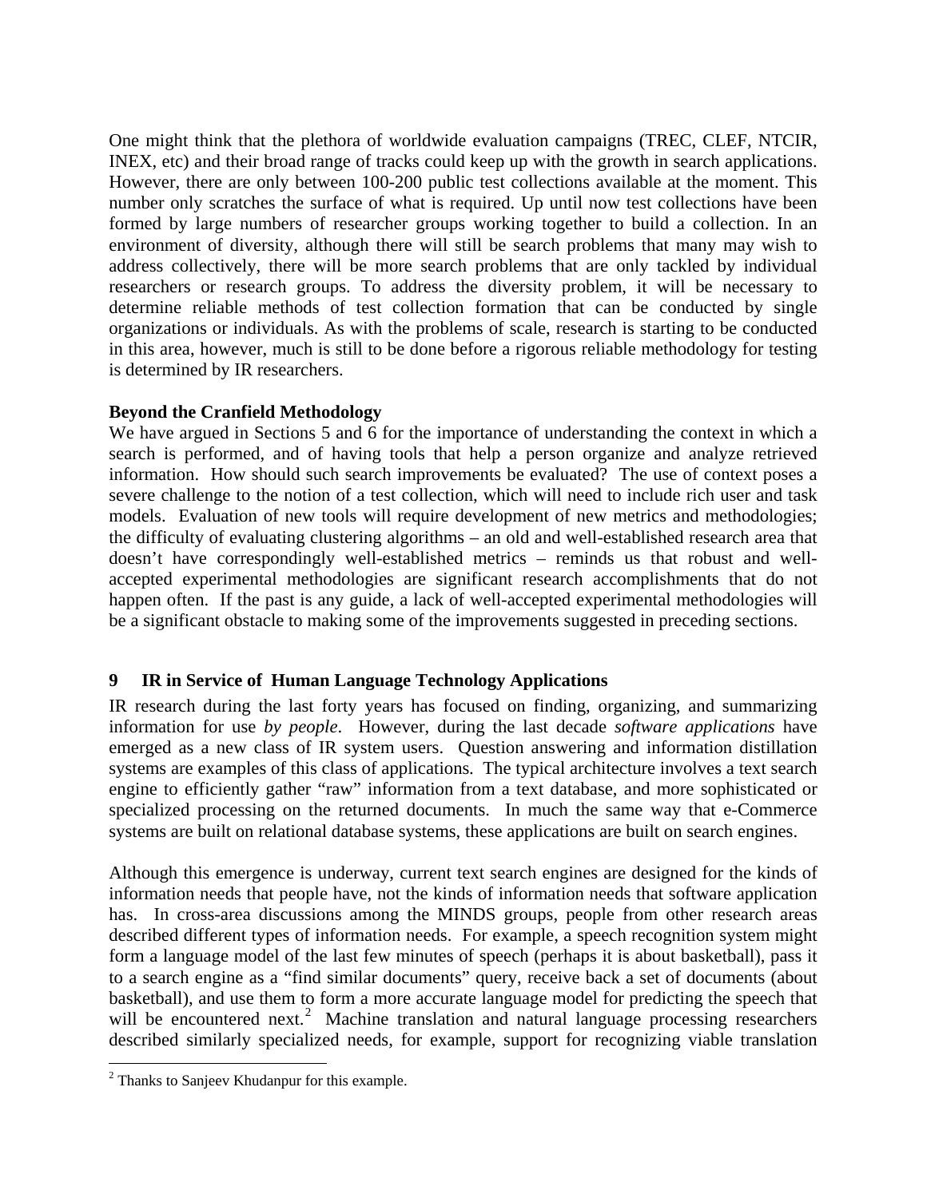One might think that the plethora of worldwide evaluation campaigns (TREC, CLEF, NTCIR, INEX, etc) and their broad range of tracks could keep up with the growth in search applications. However, there are only between 100-200 public test collections available at the moment. This number only scratches the surface of what is required. Up until now test collections have been formed by large numbers of researcher groups working together to build a collection. In an environment of diversity, although there will still be search problems that many may wish to address collectively, there will be more search problems that are only tackled by individual researchers or research groups. To address the diversity problem, it will be necessary to determine reliable methods of test collection formation that can be conducted by single organizations or individuals. As with the problems of scale, research is starting to be conducted in this area, however, much is still to be done before a rigorous reliable methodology for testing is determined by IR researchers.

**Beyond the Cranfield Methodology**

We have argued in Sections 5 and 6 for the importance of understanding the context in which a search is performed, and of having tools that help a person organize and analyze retrieved information. How should such search improvements be evaluated? The use of context poses a severe challenge to the notion of a test collection, which will need to include rich user and task models. Evaluation of new tools will require development of new metrics and methodologies; the difficulty of evaluating clustering algorithms – an old and well-established research area that doesn't have correspondingly well-established metrics – reminds us that robust and well-accepted experimental methodologies are significant research accomplishments that do not happen often. If the past is any guide, a lack of well-accepted experimental methodologies will be a significant obstacle to making some of the improvements suggested in preceding sections.

## 9 IR in Service of Human Language Technology Applications

IR research during the last forty years has focused on finding, organizing, and summarizing information for use *by people*. However, during the last decade *software applications* have emerged as a new class of IR system users. Question answering and information distillation systems are examples of this class of applications. The typical architecture involves a text search engine to efficiently gather "raw" information from a text database, and more sophisticated or specialized processing on the returned documents. In much the same way that e-Commerce systems are built on relational database systems, these applications are built on search engines.

Although this emergence is underway, current text search engines are designed for the kinds of information needs that people have, not the kinds of information needs that software application has. In cross-area discussions among the MINDS groups, people from other research areas described different types of information needs. For example, a speech recognition system might form a language model of the last few minutes of speech (perhaps it is about basketball), pass it to a search engine as a "find similar documents" query, receive back a set of documents (about basketball), and use them to form a more accurate language model for predicting the speech that will be encountered next.[2] Machine translation and natural language processing researchers described similarly specialized needs, for example, support for recognizing viable translation

[2] Thanks to Sanjeev Khudanpur for this example.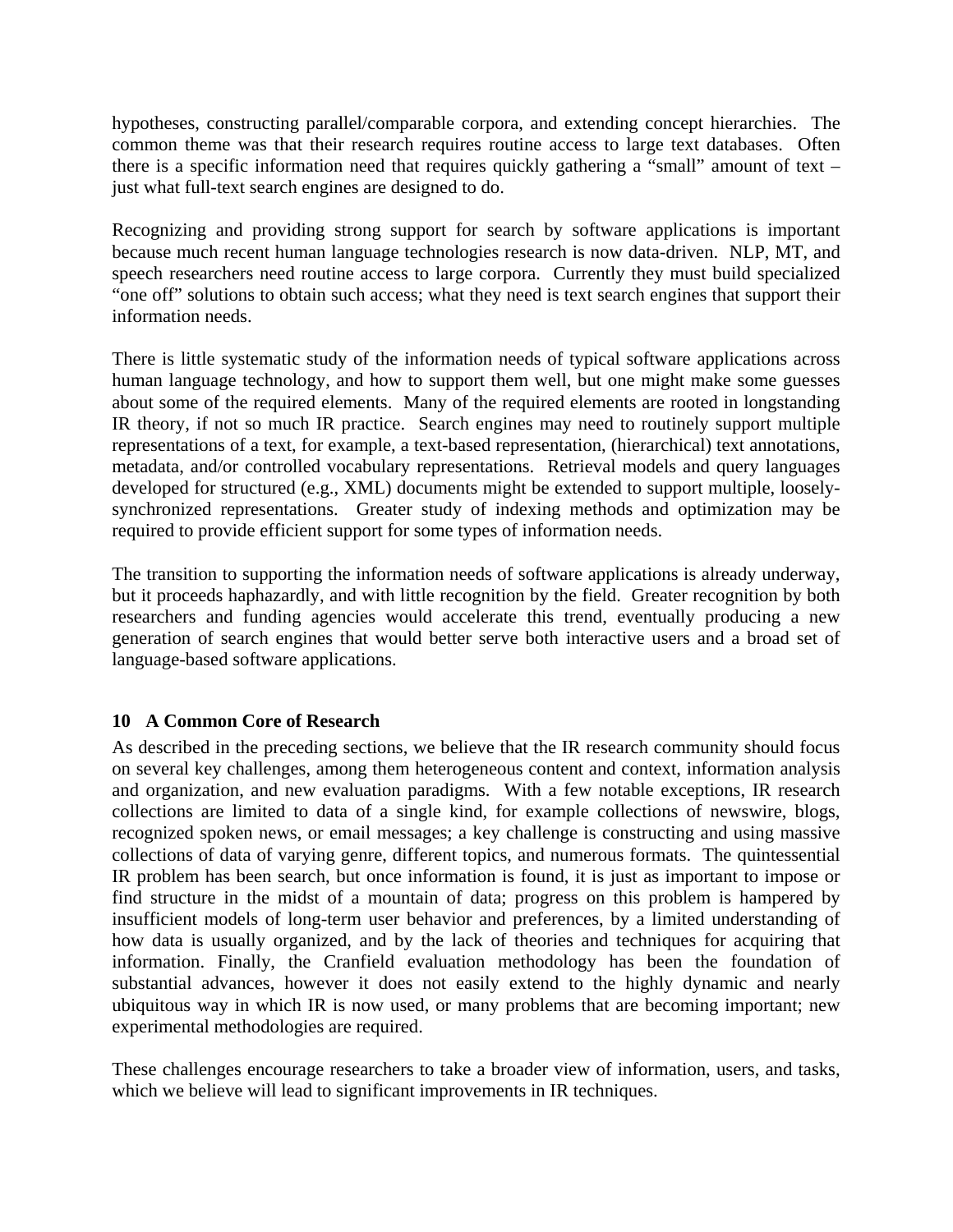hypotheses, constructing parallel/comparable corpora, and extending concept hierarchies. The common theme was that their research requires routine access to large text databases. Often there is a specific information need that requires quickly gathering a "small" amount of text – just what full-text search engines are designed to do.

Recognizing and providing strong support for search by software applications is important because much recent human language technologies research is now data-driven. NLP, MT, and speech researchers need routine access to large corpora. Currently they must build specialized "one off" solutions to obtain such access; what they need is text search engines that support their information needs.

There is little systematic study of the information needs of typical software applications across human language technology, and how to support them well, but one might make some guesses about some of the required elements. Many of the required elements are rooted in longstanding IR theory, if not so much IR practice. Search engines may need to routinely support multiple representations of a text, for example, a text-based representation, (hierarchical) text annotations, metadata, and/or controlled vocabulary representations. Retrieval models and query languages developed for structured (e.g., XML) documents might be extended to support multiple, loosely-synchronized representations. Greater study of indexing methods and optimization may be required to provide efficient support for some types of information needs.

The transition to supporting the information needs of software applications is already underway, but it proceeds haphazardly, and with little recognition by the field. Greater recognition by both researchers and funding agencies would accelerate this trend, eventually producing a new generation of search engines that would better serve both interactive users and a broad set of language-based software applications.

## 10 A Common Core of Research

As described in the preceding sections, we believe that the IR research community should focus on several key challenges, among them heterogeneous content and context, information analysis and organization, and new evaluation paradigms. With a few notable exceptions, IR research collections are limited to data of a single kind, for example collections of newswire, blogs, recognized spoken news, or email messages; a key challenge is constructing and using massive collections of data of varying genre, different topics, and numerous formats. The quintessential IR problem has been search, but once information is found, it is just as important to impose or find structure in the midst of a mountain of data; progress on this problem is hampered by insufficient models of long-term user behavior and preferences, by a limited understanding of how data is usually organized, and by the lack of theories and techniques for acquiring that information. Finally, the Cranfield evaluation methodology has been the foundation of substantial advances, however it does not easily extend to the highly dynamic and nearly ubiquitous way in which IR is now used, or many problems that are becoming important; new experimental methodologies are required.

These challenges encourage researchers to take a broader view of information, users, and tasks, which we believe will lead to significant improvements in IR techniques.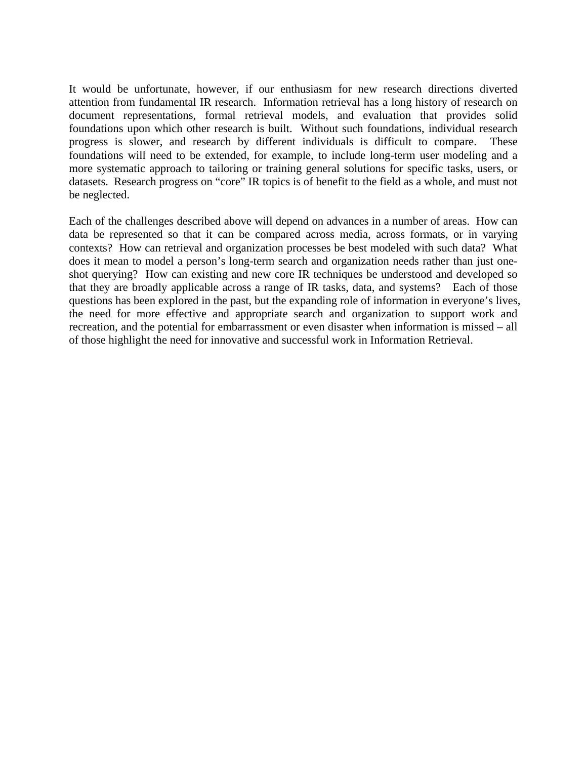It would be unfortunate, however, if our enthusiasm for new research directions diverted attention from fundamental IR research. Information retrieval has a long history of research on document representations, formal retrieval models, and evaluation that provides solid foundations upon which other research is built. Without such foundations, individual research progress is slower, and research by different individuals is difficult to compare. These foundations will need to be extended, for example, to include long-term user modeling and a more systematic approach to tailoring or training general solutions for specific tasks, users, or datasets. Research progress on "core" IR topics is of benefit to the field as a whole, and must not be neglected.

Each of the challenges described above will depend on advances in a number of areas. How can data be represented so that it can be compared across media, across formats, or in varying contexts? How can retrieval and organization processes be best modeled with such data? What does it mean to model a person's long-term search and organization needs rather than just one-shot querying? How can existing and new core IR techniques be understood and developed so that they are broadly applicable across a range of IR tasks, data, and systems? Each of those questions has been explored in the past, but the expanding role of information in everyone's lives, the need for more effective and appropriate search and organization to support work and recreation, and the potential for embarrassment or even disaster when information is missed – all of those highlight the need for innovative and successful work in Information Retrieval.